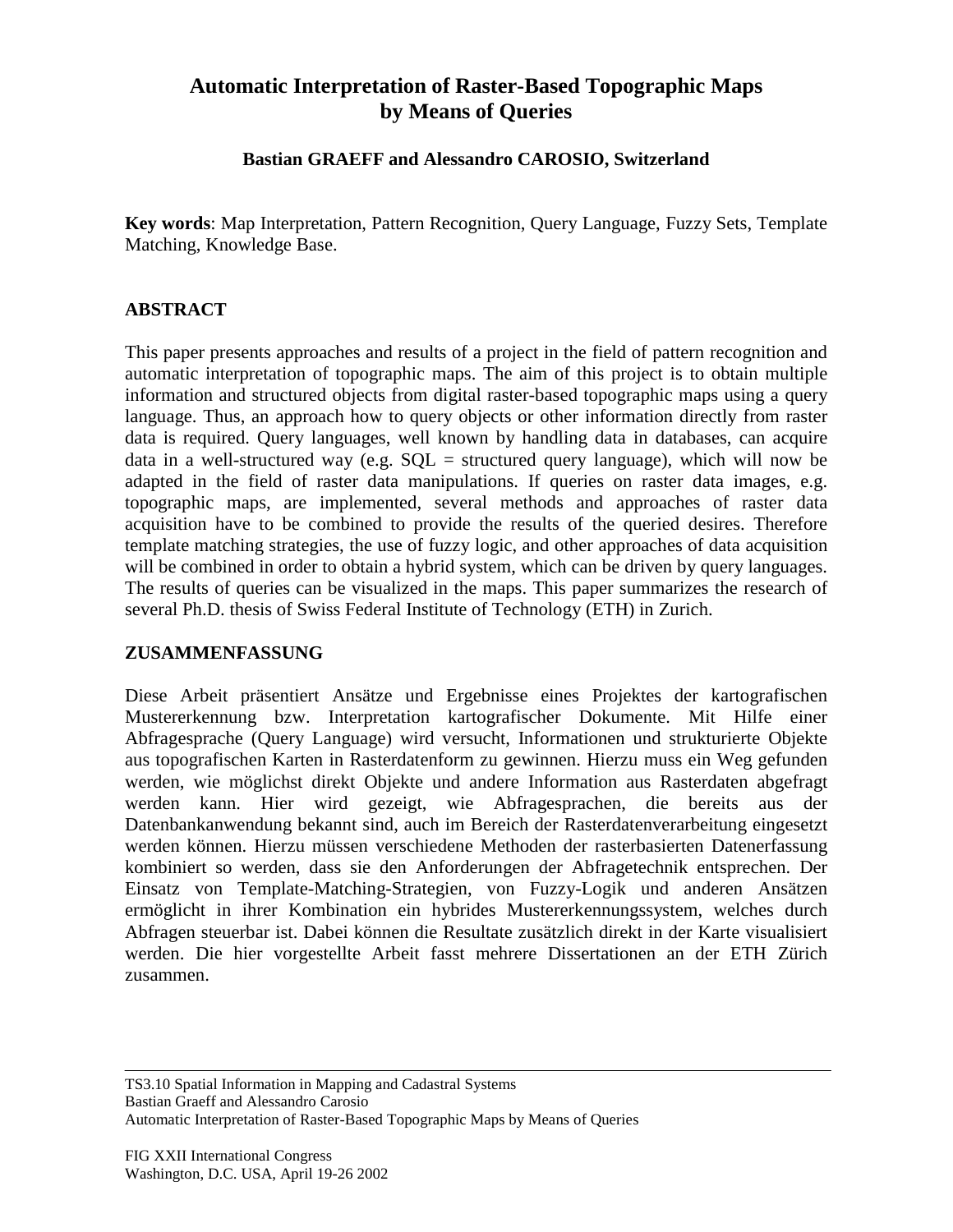# Automatic Interpretation of Raster-Based Topographic Maps by Means of Queries

**Bastian GRAEFF and Alessandro CAROSIO, Switzerland**

**Key words**: Map Interpretation, Pattern Recognition, Query Language, Fuzzy Sets, Template Matching, Knowledge Base.

## ABSTRACT

This paper presents approaches and results of a project in the field of pattern recognition and automatic interpretation of topographic maps. The aim of this project is to obtain multiple information and structured objects from digital raster-based topographic maps using a query language. Thus, an approach how to query objects or other information directly from raster data is required. Query languages, well known by handling data in databases, can acquire data in a well-structured way (e.g. SQL = structured query language), which will now be adapted in the field of raster data manipulations. If queries on raster data images, e.g. topographic maps, are implemented, several methods and approaches of raster data acquisition have to be combined to provide the results of the queried desires. Therefore template matching strategies, the use of fuzzy logic, and other approaches of data acquisition will be combined in order to obtain a hybrid system, which can be driven by query languages. The results of queries can be visualized in the maps. This paper summarizes the research of several Ph.D. thesis of Swiss Federal Institute of Technology (ETH) in Zurich.

## ZUSAMMENFASSUNG

Diese Arbeit präsentiert Ansätze und Ergebnisse eines Projektes der kartografischen Mustererkennung bzw. Interpretation kartografischer Dokumente. Mit Hilfe einer Abfragesprache (Query Language) wird versucht, Informationen und strukturierte Objekte aus topografischen Karten in Rasterdatenform zu gewinnen. Hierzu muss ein Weg gefunden werden, wie möglichst direkt Objekte und andere Information aus Rasterdaten abgefragt werden kann. Hier wird gezeigt, wie Abfragesprachen, die bereits aus der Datenbankanwendung bekannt sind, auch im Bereich der Rasterdatenverarbeitung eingesetzt werden können. Hierzu müssen verschiedene Methoden der rasterbasierten Datenerfassung kombiniert so werden, dass sie den Anforderungen der Abfragetechnik entsprechen. Der Einsatz von Template-Matching-Strategien, von Fuzzy-Logik und anderen Ansätzen ermöglicht in ihrer Kombination ein hybrides Mustererkennungssystem, welches durch Abfragen steuerbar ist. Dabei können die Resultate zusätzlich direkt in der Karte visualisiert werden. Die hier vorgestellte Arbeit fasst mehrere Dissertationen an der ETH Zürich zusammen.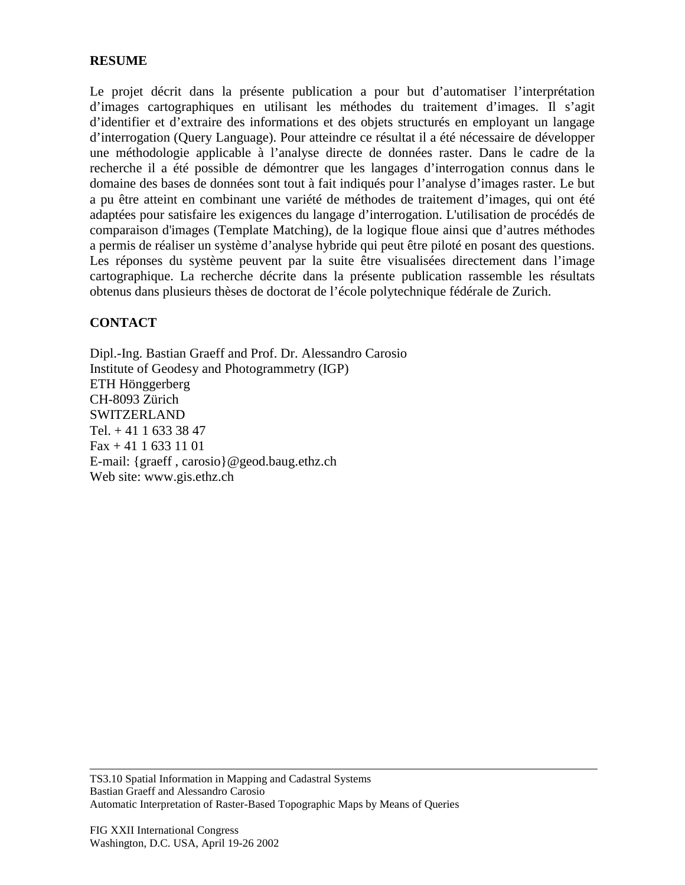**RESUME**

Le projet décrit dans la présente publication a pour but d'automatiser l'interprétation d'images cartographiques en utilisant les méthodes du traitement d'images. Il s'agit d'identifier et d'extraire des informations et des objets structurés en employant un langage d'interrogation (Query Language). Pour atteindre ce résultat il a été nécessaire de développer une méthodologie applicable à l'analyse directe de données raster. Dans le cadre de la recherche il a été possible de démontrer que les langages d'interrogation connus dans le domaine des bases de données sont tout à fait indiqués pour l'analyse d'images raster. Le but a pu être atteint en combinant une variété de méthodes de traitement d'images, qui ont été adaptées pour satisfaire les exigences du langage d'interrogation. L'utilisation de procédés de comparaison d'images (Template Matching), de la logique floue ainsi que d'autres méthodes a permis de réaliser un système d'analyse hybride qui peut être piloté en posant des questions. Les réponses du système peuvent par la suite être visualisées directement dans l'image cartographique. La recherche décrite dans la présente publication rassemble les résultats obtenus dans plusieurs thèses de doctorat de l'école polytechnique fédérale de Zurich.

**CONTACT**

Dipl.-Ing. Bastian Graeff and Prof. Dr. Alessandro Carosio
Institute of Geodesy and Photogrammetry (IGP)
ETH Hönggerberg
CH-8093 Zürich
SWITZERLAND
Tel. + 41 1 633 38 47
Fax + 41 1 633 11 01
E-mail: {graeff , carosio}@geod.baug.ethz.ch
Web site: www.gis.ethz.ch